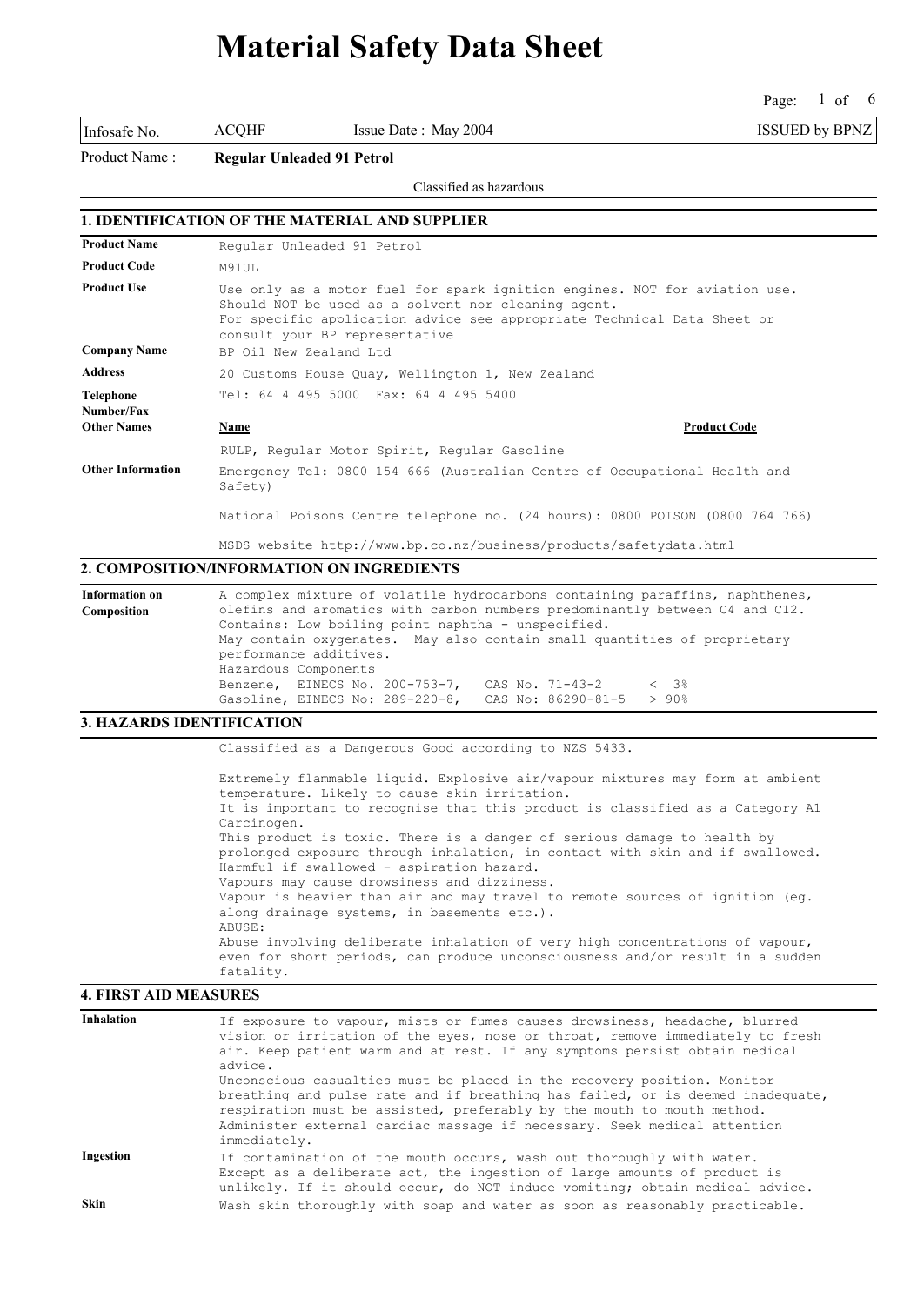# Material Safety Data Sheet

| Infosafe No. | ACQHF | Issue Date : May 2004 | ISSUED by BPNZ |
|---|---|---|---|

Product Name : **Regular Unleaded 91 Petrol**

Classified as hazardous

## 1. IDENTIFICATION OF THE MATERIAL AND SUPPLIER

**Product Name**
Regular Unleaded 91 Petrol

**Product Code**
M91UL

**Product Use**
Use only as a motor fuel for spark ignition engines. NOT for aviation use.
Should NOT be used as a solvent nor cleaning agent.
For specific application advice see appropriate Technical Data Sheet or consult your BP representative

**Company Name**
BP Oil New Zealand Ltd

**Address**
20 Customs House Quay, Wellington 1, New Zealand

**Telephone Number/Fax**
Tel: 64 4 495 5000 Fax: 64 4 495 5400

**Other Names**

| Name | Product Code |
|---|---|
| RULP, Regular Motor Spirit, Regular Gasoline | |

**Other Information**
Emergency Tel: 0800 154 666 (Australian Centre of Occupational Health and Safety)

National Poisons Centre telephone no. (24 hours): 0800 POISON (0800 764 766)

MSDS website http://www.bp.co.nz/business/products/safetydata.html

## 2. COMPOSITION/INFORMATION ON INGREDIENTS

**Information on Composition**
A complex mixture of volatile hydrocarbons containing paraffins, naphthenes, olefins and aromatics with carbon numbers predominantly between C4 and C12.
Contains: Low boiling point naphtha - unspecified.
May contain oxygenates. May also contain small quantities of proprietary performance additives.
Hazardous Components
Benzene, EINECS No. 200-753-7, CAS No. 71-43-2 < 3%
Gasoline, EINECS No: 289-220-8, CAS No: 86290-81-5 > 90%

## 3. HAZARDS IDENTIFICATION

Classified as a Dangerous Good according to NZS 5433.

Extremely flammable liquid. Explosive air/vapour mixtures may form at ambient temperature. Likely to cause skin irritation.
It is important to recognise that this product is classified as a Category A1 Carcinogen.
This product is toxic. There is a danger of serious damage to health by prolonged exposure through inhalation, in contact with skin and if swallowed.
Harmful if swallowed - aspiration hazard.
Vapours may cause drowsiness and dizziness.
Vapour is heavier than air and may travel to remote sources of ignition (eg. along drainage systems, in basements etc.).
ABUSE:
Abuse involving deliberate inhalation of very high concentrations of vapour, even for short periods, can produce unconsciousness and/or result in a sudden fatality.

## 4. FIRST AID MEASURES

**Inhalation**
If exposure to vapour, mists or fumes causes drowsiness, headache, blurred vision or irritation of the eyes, nose or throat, remove immediately to fresh air. Keep patient warm and at rest. If any symptoms persist obtain medical advice.
Unconscious casualties must be placed in the recovery position. Monitor breathing and pulse rate and if breathing has failed, or is deemed inadequate, respiration must be assisted, preferably by the mouth to mouth method. Administer external cardiac massage if necessary. Seek medical attention immediately.

**Ingestion**
If contamination of the mouth occurs, wash out thoroughly with water.
Except as a deliberate act, the ingestion of large amounts of product is unlikely. If it should occur, do NOT induce vomiting; obtain medical advice.

**Skin**
Wash skin thoroughly with soap and water as soon as reasonably practicable.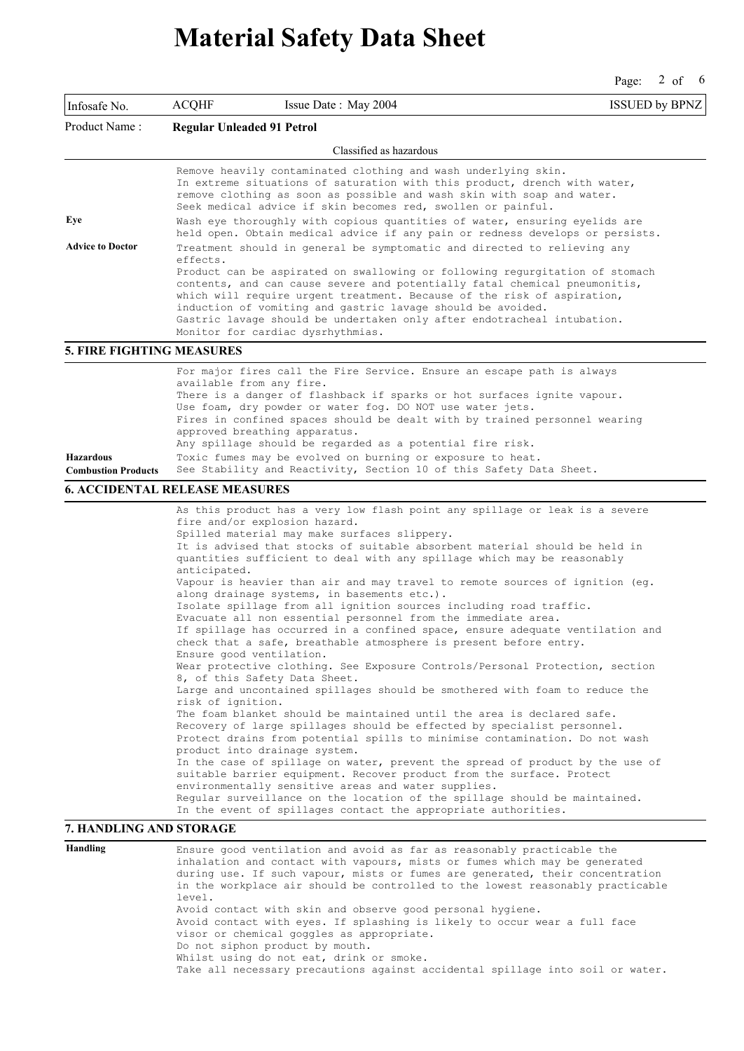# Material Safety Data Sheet

| Infosafe No. | ACQHF | Issue Date : May 2004 | ISSUED by BPNZ |
|---|---|---|---|

**Product Name : Regular Unleaded 91 Petrol**

Classified as hazardous

Remove heavily contaminated clothing and wash underlying skin.
In extreme situations of saturation with this product, drench with water, remove clothing as soon as possible and wash skin with soap and water.
Seek medical advice if skin becomes red, swollen or painful.

**Eye**

Wash eye thoroughly with copious quantities of water, ensuring eyelids are held open. Obtain medical advice if any pain or redness develops or persists.

**Advice to Doctor**

Treatment should in general be symptomatic and directed to relieving any effects.
Product can be aspirated on swallowing or following regurgitation of stomach contents, and can cause severe and potentially fatal chemical pneumonitis, which will require urgent treatment. Because of the risk of aspiration, induction of vomiting and gastric lavage should be avoided.
Gastric lavage should be undertaken only after endotracheal intubation.
Monitor for cardiac dysrhythmias.

## 5. FIRE FIGHTING MEASURES

For major fires call the Fire Service. Ensure an escape path is always available from any fire.
There is a danger of flashback if sparks or hot surfaces ignite vapour.
Use foam, dry powder or water fog. DO NOT use water jets.
Fires in confined spaces should be dealt with by trained personnel wearing approved breathing apparatus.
Any spillage should be regarded as a potential fire risk.

**Hazardous Combustion Products**

Toxic fumes may be evolved on burning or exposure to heat.
See Stability and Reactivity, Section 10 of this Safety Data Sheet.

## 6. ACCIDENTAL RELEASE MEASURES

As this product has a very low flash point any spillage or leak is a severe fire and/or explosion hazard.
Spilled material may make surfaces slippery.
It is advised that stocks of suitable absorbent material should be held in quantities sufficient to deal with any spillage which may be reasonably anticipated.
Vapour is heavier than air and may travel to remote sources of ignition (eg. along drainage systems, in basements etc.).
Isolate spillage from all ignition sources including road traffic.
Evacuate all non essential personnel from the immediate area.
If spillage has occurred in a confined space, ensure adequate ventilation and check that a safe, breathable atmosphere is present before entry.
Ensure good ventilation.
Wear protective clothing. See Exposure Controls/Personal Protection, section 8, of this Safety Data Sheet.
Large and uncontained spillages should be smothered with foam to reduce the risk of ignition.
The foam blanket should be maintained until the area is declared safe.
Recovery of large spillages should be effected by specialist personnel.
Protect drains from potential spills to minimise contamination. Do not wash product into drainage system.
In the case of spillage on water, prevent the spread of product by the use of suitable barrier equipment. Recover product from the surface. Protect environmentally sensitive areas and water supplies.
Regular surveillance on the location of the spillage should be maintained.
In the event of spillages contact the appropriate authorities.

## 7. HANDLING AND STORAGE

**Handling**

Ensure good ventilation and avoid as far as reasonably practicable the inhalation and contact with vapours, mists or fumes which may be generated during use. If such vapour, mists or fumes are generated, their concentration in the workplace air should be controlled to the lowest reasonably practicable level.
Avoid contact with skin and observe good personal hygiene.
Avoid contact with eyes. If splashing is likely to occur wear a full face visor or chemical goggles as appropriate.
Do not siphon product by mouth.
Whilst using do not eat, drink or smoke.
Take all necessary precautions against accidental spillage into soil or water.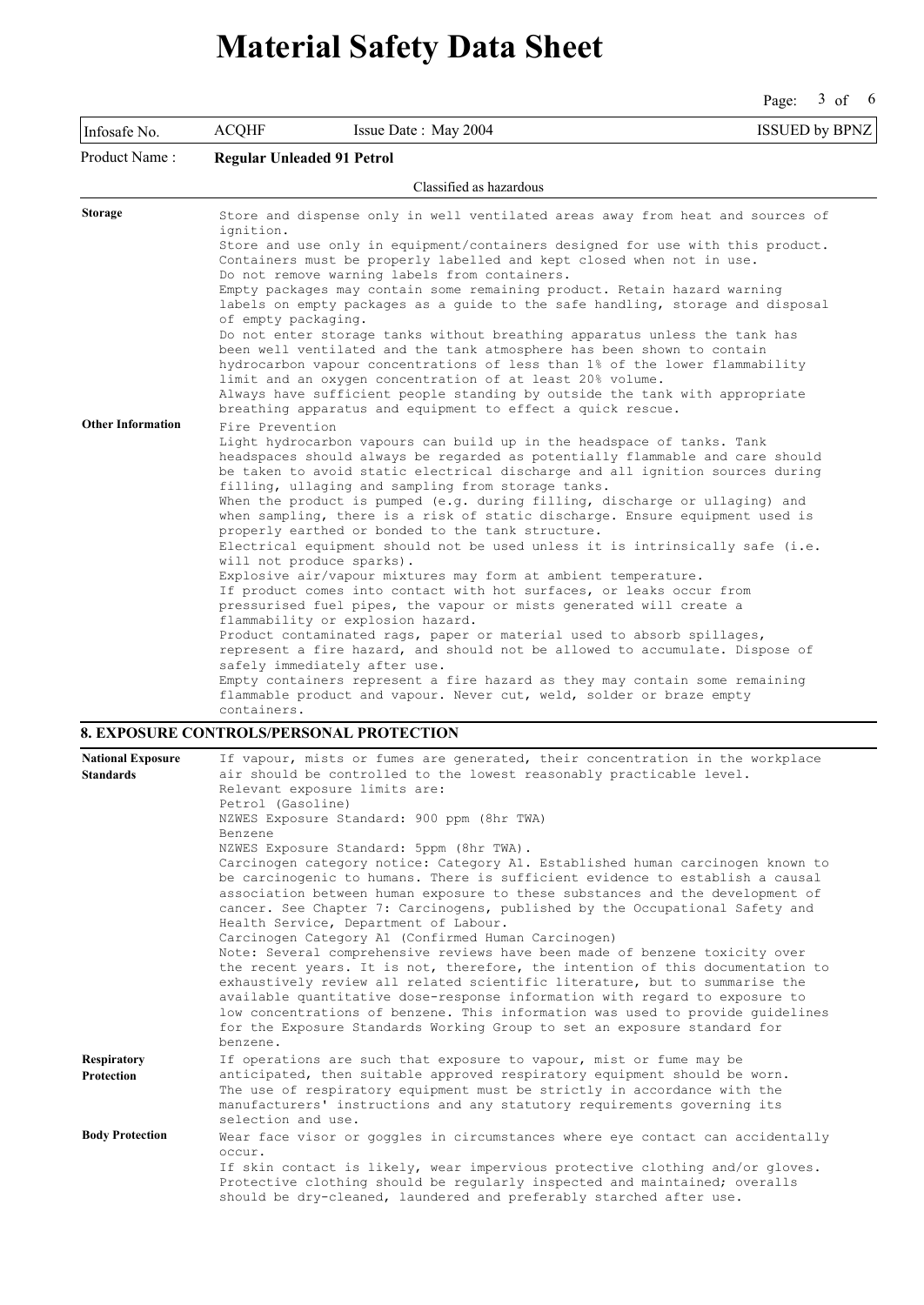Product Name : **Regular Unleaded 91 Petrol**

Classified as hazardous

**Storage**

Store and dispense only in well ventilated areas away from heat and sources of ignition.
Store and use only in equipment/containers designed for use with this product.
Containers must be properly labelled and kept closed when not in use.
Do not remove warning labels from containers.
Empty packages may contain some remaining product. Retain hazard warning labels on empty packages as a guide to the safe handling, storage and disposal of empty packaging.
Do not enter storage tanks without breathing apparatus unless the tank has been well ventilated and the tank atmosphere has been shown to contain hydrocarbon vapour concentrations of less than 1% of the lower flammability limit and an oxygen concentration of at least 20% volume.
Always have sufficient people standing by outside the tank with appropriate breathing apparatus and equipment to effect a quick rescue.

**Other Information**

Fire Prevention
Light hydrocarbon vapours can build up in the headspace of tanks. Tank headspaces should always be regarded as potentially flammable and care should be taken to avoid static electrical discharge and all ignition sources during filling, ullaging and sampling from storage tanks.
When the product is pumped (e.g. during filling, discharge or ullaging) and when sampling, there is a risk of static discharge. Ensure equipment used is properly earthed or bonded to the tank structure.
Electrical equipment should not be used unless it is intrinsically safe (i.e. will not produce sparks).
Explosive air/vapour mixtures may form at ambient temperature.
If product comes into contact with hot surfaces, or leaks occur from pressurised fuel pipes, the vapour or mists generated will create a flammability or explosion hazard.
Product contaminated rags, paper or material used to absorb spillages, represent a fire hazard, and should not be allowed to accumulate. Dispose of safely immediately after use.
Empty containers represent a fire hazard as they may contain some remaining flammable product and vapour. Never cut, weld, solder or braze empty containers.

## 8. EXPOSURE CONTROLS/PERSONAL PROTECTION

**National Exposure Standards**

If vapour, mists or fumes are generated, their concentration in the workplace air should be controlled to the lowest reasonably practicable level.
Relevant exposure limits are:
Petrol (Gasoline)
NZWES Exposure Standard: 900 ppm (8hr TWA)
Benzene
NZWES Exposure Standard: 5ppm (8hr TWA).
Carcinogen category notice: Category A1. Established human carcinogen known to be carcinogenic to humans. There is sufficient evidence to establish a causal association between human exposure to these substances and the development of cancer. See Chapter 7: Carcinogens, published by the Occupational Safety and Health Service, Department of Labour.
Carcinogen Category A1 (Confirmed Human Carcinogen)
Note: Several comprehensive reviews have been made of benzene toxicity over the recent years. It is not, therefore, the intention of this documentation to exhaustively review all related scientific literature, but to summarise the available quantitative dose-response information with regard to exposure to low concentrations of benzene. This information was used to provide guidelines for the Exposure Standards Working Group to set an exposure standard for benzene.

**Respiratory Protection**

If operations are such that exposure to vapour, mist or fume may be anticipated, then suitable approved respiratory equipment should be worn.
The use of respiratory equipment must be strictly in accordance with the manufacturers' instructions and any statutory requirements governing its selection and use.

**Body Protection**

Wear face visor or goggles in circumstances where eye contact can accidentally occur.
If skin contact is likely, wear impervious protective clothing and/or gloves.
Protective clothing should be regularly inspected and maintained; overalls should be dry-cleaned, laundered and preferably starched after use.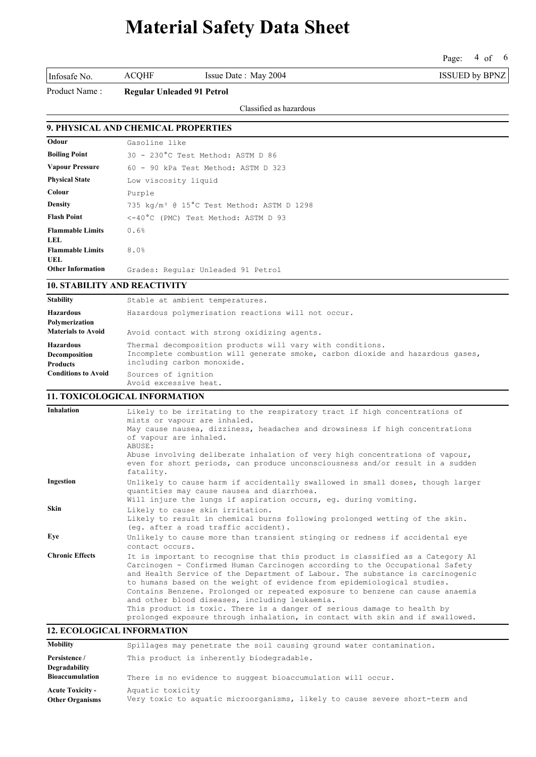# Material Safety Data Sheet

| Infosafe No. | ACQHF | Issue Date : May 2004 | ISSUED by BPNZ |
|---|---|---|---|

Product Name : **Regular Unleaded 91 Petrol**

Classified as hazardous

## 9. PHYSICAL AND CHEMICAL PROPERTIES

| | |
|---|---|
| **Odour** | Gasoline like |
| **Boiling Point** | 30 - 230°C Test Method: ASTM D 86 |
| **Vapour Pressure** | 60 - 90 kPa Test Method: ASTM D 323 |
| **Physical State** | Low viscosity liquid |
| **Colour** | Purple |
| **Density** | 735 kg/m³ @ 15°C Test Method: ASTM D 1298 |
| **Flash Point** | <-40°C (PMC) Test Method: ASTM D 93 |
| **Flammable Limits LEL** | 0.6% |
| **Flammable Limits UEL** | 8.0% |
| **Other Information** | Grades: Regular Unleaded 91 Petrol |

## 10. STABILITY AND REACTIVITY

| | |
|---|---|
| **Stability** | Stable at ambient temperatures. |
| **Hazardous Polymerization** | Hazardous polymerisation reactions will not occur. |
| **Materials to Avoid** | Avoid contact with strong oxidizing agents. |
| **Hazardous Decomposition Products** | Thermal decomposition products will vary with conditions. Incomplete combustion will generate smoke, carbon dioxide and hazardous gases, including carbon monoxide. |
| **Conditions to Avoid** | Sources of ignition<br>Avoid excessive heat. |

## 11. TOXICOLOGICAL INFORMATION

| | |
|---|---|
| **Inhalation** | Likely to be irritating to the respiratory tract if high concentrations of mists or vapour are inhaled.<br>May cause nausea, dizziness, headaches and drowsiness if high concentrations of vapour are inhaled.<br>ABUSE:<br>Abuse involving deliberate inhalation of very high concentrations of vapour, even for short periods, can produce unconsciousness and/or result in a sudden fatality. |
| **Ingestion** | Unlikely to cause harm if accidentally swallowed in small doses, though larger quantities may cause nausea and diarrhoea.<br>Will injure the lungs if aspiration occurs, eg. during vomiting. |
| **Skin** | Likely to cause skin irritation.<br>Likely to result in chemical burns following prolonged wetting of the skin. (eg. after a road traffic accident). |
| **Eye** | Unlikely to cause more than transient stinging or redness if accidental eye contact occurs. |
| **Chronic Effects** | It is important to recognise that this product is classified as a Category A1 Carcinogen - Confirmed Human Carcinogen according to the Occupational Safety and Health Service of the Department of Labour. The substance is carcinogenic to humans based on the weight of evidence from epidemiological studies.<br>Contains Benzene. Prolonged or repeated exposure to benzene can cause anaemia and other blood diseases, including leukaemia.<br>This product is toxic. There is a danger of serious damage to health by prolonged exposure through inhalation, in contact with skin and if swallowed. |

## 12. ECOLOGICAL INFORMATION

| | |
|---|---|
| **Mobility** | Spillages may penetrate the soil causing ground water contamination. |
| **Persistence / Degradability** | This product is inherently biodegradable. |
| **Bioaccumulation** | There is no evidence to suggest bioaccumulation will occur. |
| **Acute Toxicity - Other Organisms** | Aquatic toxicity<br>Very toxic to aquatic microorganisms, likely to cause severe short-term and |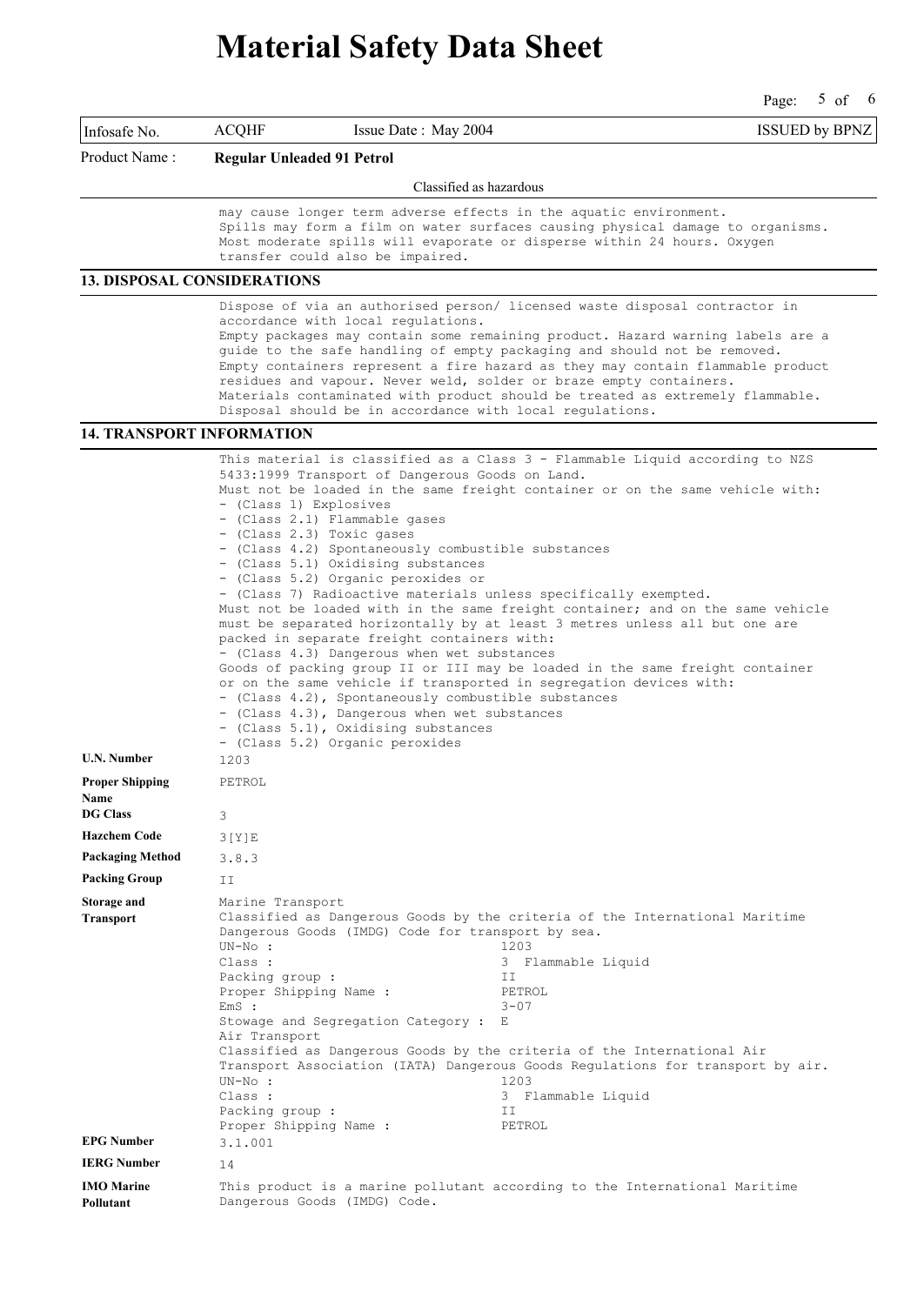# Material Safety Data Sheet

| | | | |
|---|---|---|---|
| Infosafe No. | ACQHF | Issue Date : May 2004 | ISSUED by BPNZ |
| Product Name : | **Regular Unleaded 91 Petrol** | | |

Classified as hazardous

may cause longer term adverse effects in the aquatic environment.
Spills may form a film on water surfaces causing physical damage to organisms.
Most moderate spills will evaporate or disperse within 24 hours. Oxygen transfer could also be impaired.

## 13. DISPOSAL CONSIDERATIONS

Dispose of via an authorised person/ licensed waste disposal contractor in accordance with local regulations.
Empty packages may contain some remaining product. Hazard warning labels are a guide to the safe handling of empty packaging and should not be removed.
Empty containers represent a fire hazard as they may contain flammable product residues and vapour. Never weld, solder or braze empty containers.
Materials contaminated with product should be treated as extremely flammable.
Disposal should be in accordance with local regulations.

## 14. TRANSPORT INFORMATION

This material is classified as a Class 3 - Flammable Liquid according to NZS 5433:1999 Transport of Dangerous Goods on Land.
Must not be loaded in the same freight container or on the same vehicle with:
- (Class 1) Explosives
- (Class 2.1) Flammable gases
- (Class 2.3) Toxic gases
- (Class 4.2) Spontaneously combustible substances
- (Class 5.1) Oxidising substances
- (Class 5.2) Organic peroxides or
- (Class 7) Radioactive materials unless specifically exempted.

Must not be loaded with in the same freight container; and on the same vehicle must be separated horizontally by at least 3 metres unless all but one are packed in separate freight containers with:
- (Class 4.3) Dangerous when wet substances

Goods of packing group II or III may be loaded in the same freight container or on the same vehicle if transported in segregation devices with:
- (Class 4.2), Spontaneously combustible substances
- (Class 4.3), Dangerous when wet substances
- (Class 5.1), Oxidising substances
- (Class 5.2) Organic peroxides

**U.N. Number:** 1203

**Proper Shipping Name:** PETROL

**DG Class:** 3

**Hazchem Code:** 3[Y]E

**Packaging Method:** 3.8.3

**Packing Group:** II

**Storage and Transport:**

Marine Transport
Classified as Dangerous Goods by the criteria of the International Maritime Dangerous Goods (IMDG) Code for transport by sea.

| | |
|---|---|
| UN-No : | 1203 |
| Class : | 3 Flammable Liquid |
| Packing group : | II |
| Proper Shipping Name : | PETROL |
| EmS : | 3-07 |
| Stowage and Segregation Category : | E |

Air Transport
Classified as Dangerous Goods by the criteria of the International Air Transport Association (IATA) Dangerous Goods Regulations for transport by air.

| | |
|---|---|
| UN-No : | 1203 |
| Class : | 3 Flammable Liquid |
| Packing group : | II |
| Proper Shipping Name : | PETROL |

**EPG Number:** 3.1.001

**IERG Number:** 14

**IMO Marine Pollutant:** This product is a marine pollutant according to the International Maritime Dangerous Goods (IMDG) Code.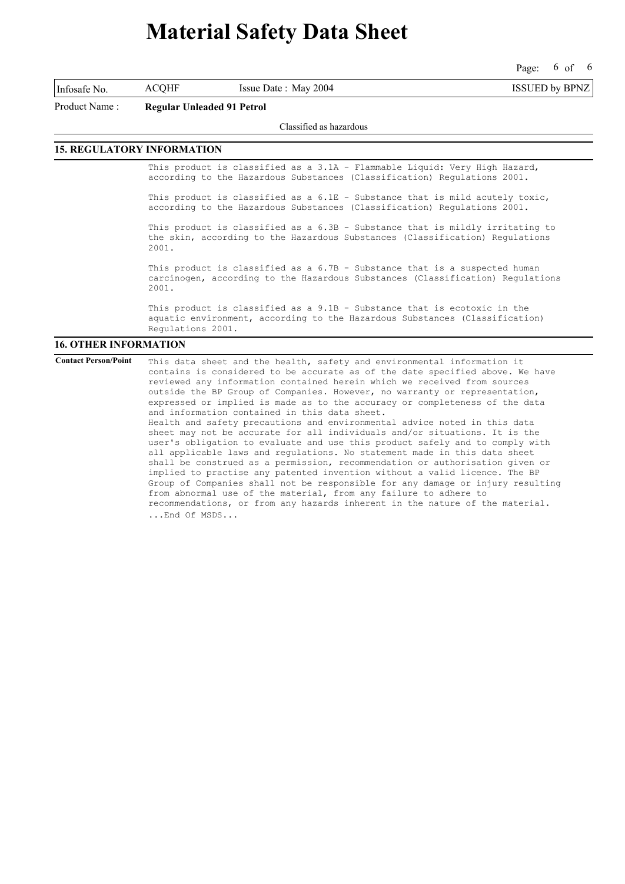## 15. REGULATORY INFORMATION

This product is classified as a 3.1A - Flammable Liquid: Very High Hazard, according to the Hazardous Substances (Classification) Regulations 2001.

This product is classified as a 6.1E - Substance that is mild acutely toxic, according to the Hazardous Substances (Classification) Regulations 2001.

This product is classified as a 6.3B - Substance that is mildly irritating to the skin, according to the Hazardous Substances (Classification) Regulations 2001.

This product is classified as a 6.7B - Substance that is a suspected human carcinogen, according to the Hazardous Substances (Classification) Regulations 2001.

This product is classified as a 9.1B - Substance that is ecotoxic in the aquatic environment, according to the Hazardous Substances (Classification) Regulations 2001.

## 16. OTHER INFORMATION

**Contact Person/Point**

This data sheet and the health, safety and environmental information it contains is considered to be accurate as of the date specified above. We have reviewed any information contained herein which we received from sources outside the BP Group of Companies. However, no warranty or representation, expressed or implied is made as to the accuracy or completeness of the data and information contained in this data sheet.
Health and safety precautions and environmental advice noted in this data sheet may not be accurate for all individuals and/or situations. It is the user's obligation to evaluate and use this product safely and to comply with all applicable laws and regulations. No statement made in this data sheet shall be construed as a permission, recommendation or authorisation given or implied to practise any patented invention without a valid licence. The BP Group of Companies shall not be responsible for any damage or injury resulting from abnormal use of the material, from any failure to adhere to recommendations, or from any hazards inherent in the nature of the material.

...End Of MSDS...